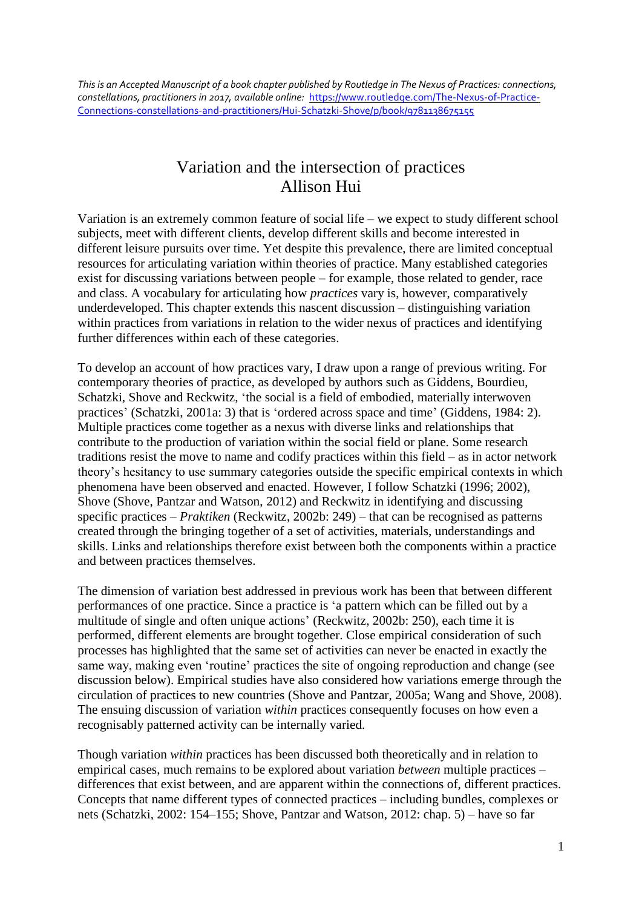*This is an Accepted Manuscript of a book chapter published by Routledge in The Nexus of Practices: connections, constellations, practitioners in 2017, available online:* [https://www.routledge.com/The-Nexus-of-Practice-Connections-constellations-and-practitioners/Hui-Schatzki-Shove/p/book/9781138675155](https://www.routledge.com/The-Nexus-of-Practice-Connections-constellations-and-practitioners/Hui-Schatzki-Shove/p/book/9781138675155)

# Variation and the intersection of practices
## Allison Hui

Variation is an extremely common feature of social life – we expect to study different school subjects, meet with different clients, develop different skills and become interested in different leisure pursuits over time. Yet despite this prevalence, there are limited conceptual resources for articulating variation within theories of practice. Many established categories exist for discussing variations between people – for example, those related to gender, race and class. A vocabulary for articulating how *practices* vary is, however, comparatively underdeveloped. This chapter extends this nascent discussion – distinguishing variation within practices from variations in relation to the wider nexus of practices and identifying further differences within each of these categories.

To develop an account of how practices vary, I draw upon a range of previous writing. For contemporary theories of practice, as developed by authors such as Giddens, Bourdieu, Schatzki, Shove and Reckwitz, 'the social is a field of embodied, materially interwoven practices' (Schatzki, 2001a: 3) that is 'ordered across space and time' (Giddens, 1984: 2). Multiple practices come together as a nexus with diverse links and relationships that contribute to the production of variation within the social field or plane. Some research traditions resist the move to name and codify practices within this field – as in actor network theory's hesitancy to use summary categories outside the specific empirical contexts in which phenomena have been observed and enacted. However, I follow Schatzki (1996; 2002), Shove (Shove, Pantzar and Watson, 2012) and Reckwitz in identifying and discussing specific practices – *Praktiken* (Reckwitz, 2002b: 249) – that can be recognised as patterns created through the bringing together of a set of activities, materials, understandings and skills. Links and relationships therefore exist between both the components within a practice and between practices themselves.

The dimension of variation best addressed in previous work has been that between different performances of one practice. Since a practice is 'a pattern which can be filled out by a multitude of single and often unique actions' (Reckwitz, 2002b: 250), each time it is performed, different elements are brought together. Close empirical consideration of such processes has highlighted that the same set of activities can never be enacted in exactly the same way, making even 'routine' practices the site of ongoing reproduction and change (see discussion below). Empirical studies have also considered how variations emerge through the circulation of practices to new countries (Shove and Pantzar, 2005a; Wang and Shove, 2008). The ensuing discussion of variation *within* practices consequently focuses on how even a recognisably patterned activity can be internally varied.

Though variation *within* practices has been discussed both theoretically and in relation to empirical cases, much remains to be explored about variation *between* multiple practices – differences that exist between, and are apparent within the connections of, different practices. Concepts that name different types of connected practices – including bundles, complexes or nets (Schatzki, 2002: 154–155; Shove, Pantzar and Watson, 2012: chap. 5) – have so far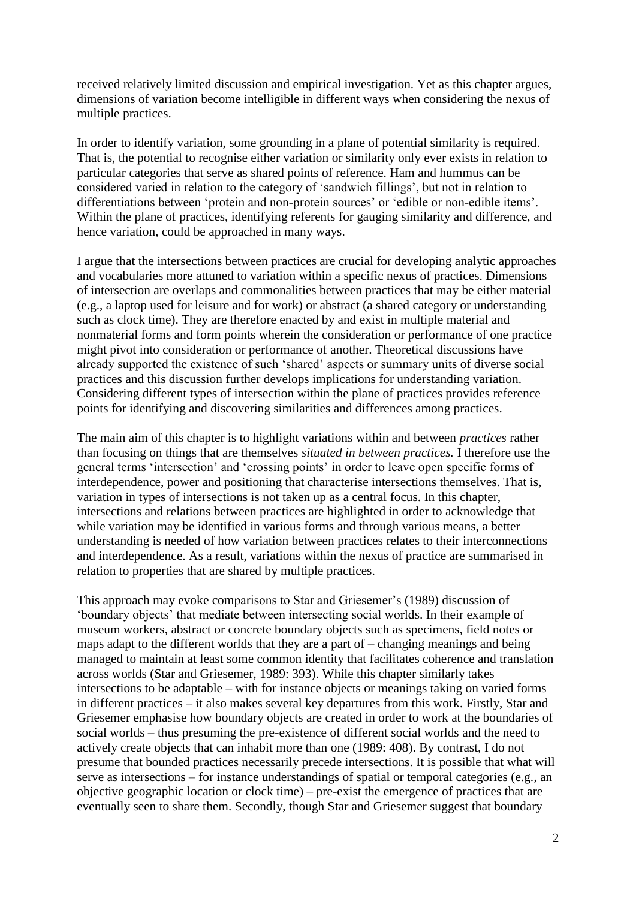received relatively limited discussion and empirical investigation. Yet as this chapter argues, dimensions of variation become intelligible in different ways when considering the nexus of multiple practices.

In order to identify variation, some grounding in a plane of potential similarity is required. That is, the potential to recognise either variation or similarity only ever exists in relation to particular categories that serve as shared points of reference. Ham and hummus can be considered varied in relation to the category of 'sandwich fillings', but not in relation to differentiations between 'protein and non-protein sources' or 'edible or non-edible items'. Within the plane of practices, identifying referents for gauging similarity and difference, and hence variation, could be approached in many ways.

I argue that the intersections between practices are crucial for developing analytic approaches and vocabularies more attuned to variation within a specific nexus of practices. Dimensions of intersection are overlaps and commonalities between practices that may be either material (e.g., a laptop used for leisure and for work) or abstract (a shared category or understanding such as clock time). They are therefore enacted by and exist in multiple material and nonmaterial forms and form points wherein the consideration or performance of one practice might pivot into consideration or performance of another. Theoretical discussions have already supported the existence of such 'shared' aspects or summary units of diverse social practices and this discussion further develops implications for understanding variation. Considering different types of intersection within the plane of practices provides reference points for identifying and discovering similarities and differences among practices.

The main aim of this chapter is to highlight variations within and between *practices* rather than focusing on things that are themselves *situated in between practices.* I therefore use the general terms 'intersection' and 'crossing points' in order to leave open specific forms of interdependence, power and positioning that characterise intersections themselves. That is, variation in types of intersections is not taken up as a central focus. In this chapter, intersections and relations between practices are highlighted in order to acknowledge that while variation may be identified in various forms and through various means, a better understanding is needed of how variation between practices relates to their interconnections and interdependence. As a result, variations within the nexus of practice are summarised in relation to properties that are shared by multiple practices.

This approach may evoke comparisons to Star and Griesemer's (1989) discussion of 'boundary objects' that mediate between intersecting social worlds. In their example of museum workers, abstract or concrete boundary objects such as specimens, field notes or maps adapt to the different worlds that they are a part of – changing meanings and being managed to maintain at least some common identity that facilitates coherence and translation across worlds (Star and Griesemer, 1989: 393). While this chapter similarly takes intersections to be adaptable – with for instance objects or meanings taking on varied forms in different practices – it also makes several key departures from this work. Firstly, Star and Griesemer emphasise how boundary objects are created in order to work at the boundaries of social worlds – thus presuming the pre-existence of different social worlds and the need to actively create objects that can inhabit more than one (1989: 408). By contrast, I do not presume that bounded practices necessarily precede intersections. It is possible that what will serve as intersections – for instance understandings of spatial or temporal categories (e.g., an objective geographic location or clock time) – pre-exist the emergence of practices that are eventually seen to share them. Secondly, though Star and Griesemer suggest that boundary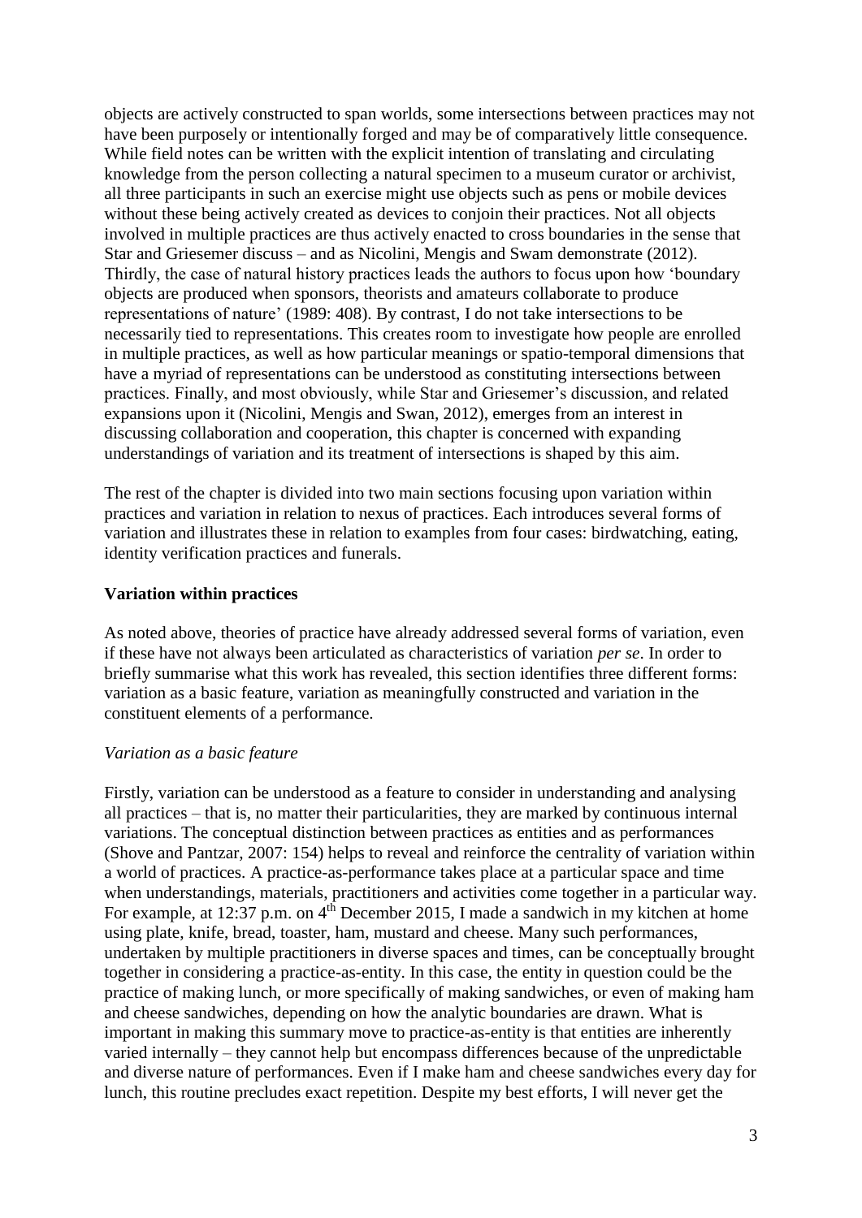objects are actively constructed to span worlds, some intersections between practices may not have been purposely or intentionally forged and may be of comparatively little consequence. While field notes can be written with the explicit intention of translating and circulating knowledge from the person collecting a natural specimen to a museum curator or archivist, all three participants in such an exercise might use objects such as pens or mobile devices without these being actively created as devices to conjoin their practices. Not all objects involved in multiple practices are thus actively enacted to cross boundaries in the sense that Star and Griesemer discuss – and as Nicolini, Mengis and Swam demonstrate (2012). Thirdly, the case of natural history practices leads the authors to focus upon how 'boundary objects are produced when sponsors, theorists and amateurs collaborate to produce representations of nature' (1989: 408). By contrast, I do not take intersections to be necessarily tied to representations. This creates room to investigate how people are enrolled in multiple practices, as well as how particular meanings or spatio-temporal dimensions that have a myriad of representations can be understood as constituting intersections between practices. Finally, and most obviously, while Star and Griesemer's discussion, and related expansions upon it (Nicolini, Mengis and Swan, 2012), emerges from an interest in discussing collaboration and cooperation, this chapter is concerned with expanding understandings of variation and its treatment of intersections is shaped by this aim.

The rest of the chapter is divided into two main sections focusing upon variation within practices and variation in relation to nexus of practices. Each introduces several forms of variation and illustrates these in relation to examples from four cases: birdwatching, eating, identity verification practices and funerals.

## Variation within practices

As noted above, theories of practice have already addressed several forms of variation, even if these have not always been articulated as characteristics of variation *per se*. In order to briefly summarise what this work has revealed, this section identifies three different forms: variation as a basic feature, variation as meaningfully constructed and variation in the constituent elements of a performance.

### *Variation as a basic feature*

Firstly, variation can be understood as a feature to consider in understanding and analysing all practices – that is, no matter their particularities, they are marked by continuous internal variations. The conceptual distinction between practices as entities and as performances (Shove and Pantzar, 2007: 154) helps to reveal and reinforce the centrality of variation within a world of practices. A practice-as-performance takes place at a particular space and time when understandings, materials, practitioners and activities come together in a particular way. For example, at 12:37 p.m. on 4th December 2015, I made a sandwich in my kitchen at home using plate, knife, bread, toaster, ham, mustard and cheese. Many such performances, undertaken by multiple practitioners in diverse spaces and times, can be conceptually brought together in considering a practice-as-entity. In this case, the entity in question could be the practice of making lunch, or more specifically of making sandwiches, or even of making ham and cheese sandwiches, depending on how the analytic boundaries are drawn. What is important in making this summary move to practice-as-entity is that entities are inherently varied internally – they cannot help but encompass differences because of the unpredictable and diverse nature of performances. Even if I make ham and cheese sandwiches every day for lunch, this routine precludes exact repetition. Despite my best efforts, I will never get the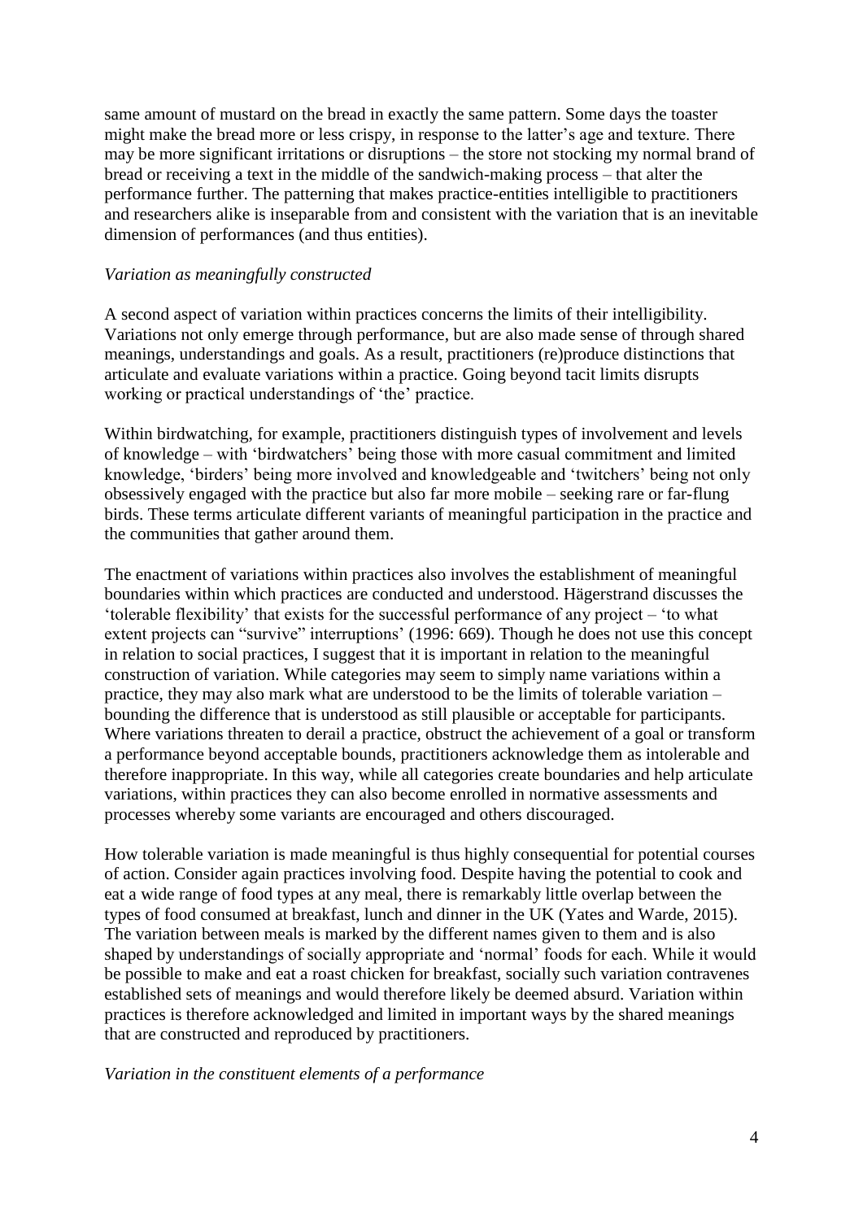same amount of mustard on the bread in exactly the same pattern. Some days the toaster might make the bread more or less crispy, in response to the latter's age and texture. There may be more significant irritations or disruptions – the store not stocking my normal brand of bread or receiving a text in the middle of the sandwich-making process – that alter the performance further. The patterning that makes practice-entities intelligible to practitioners and researchers alike is inseparable from and consistent with the variation that is an inevitable dimension of performances (and thus entities).

*Variation as meaningfully constructed*

A second aspect of variation within practices concerns the limits of their intelligibility. Variations not only emerge through performance, but are also made sense of through shared meanings, understandings and goals. As a result, practitioners (re)produce distinctions that articulate and evaluate variations within a practice. Going beyond tacit limits disrupts working or practical understandings of 'the' practice.

Within birdwatching, for example, practitioners distinguish types of involvement and levels of knowledge – with 'birdwatchers' being those with more casual commitment and limited knowledge, 'birders' being more involved and knowledgeable and 'twitchers' being not only obsessively engaged with the practice but also far more mobile – seeking rare or far-flung birds. These terms articulate different variants of meaningful participation in the practice and the communities that gather around them.

The enactment of variations within practices also involves the establishment of meaningful boundaries within which practices are conducted and understood. Hägerstrand discusses the 'tolerable flexibility' that exists for the successful performance of any project – 'to what extent projects can "survive" interruptions' (1996: 669). Though he does not use this concept in relation to social practices, I suggest that it is important in relation to the meaningful construction of variation. While categories may seem to simply name variations within a practice, they may also mark what are understood to be the limits of tolerable variation – bounding the difference that is understood as still plausible or acceptable for participants. Where variations threaten to derail a practice, obstruct the achievement of a goal or transform a performance beyond acceptable bounds, practitioners acknowledge them as intolerable and therefore inappropriate. In this way, while all categories create boundaries and help articulate variations, within practices they can also become enrolled in normative assessments and processes whereby some variants are encouraged and others discouraged.

How tolerable variation is made meaningful is thus highly consequential for potential courses of action. Consider again practices involving food. Despite having the potential to cook and eat a wide range of food types at any meal, there is remarkably little overlap between the types of food consumed at breakfast, lunch and dinner in the UK (Yates and Warde, 2015). The variation between meals is marked by the different names given to them and is also shaped by understandings of socially appropriate and 'normal' foods for each. While it would be possible to make and eat a roast chicken for breakfast, socially such variation contravenes established sets of meanings and would therefore likely be deemed absurd. Variation within practices is therefore acknowledged and limited in important ways by the shared meanings that are constructed and reproduced by practitioners.

*Variation in the constituent elements of a performance*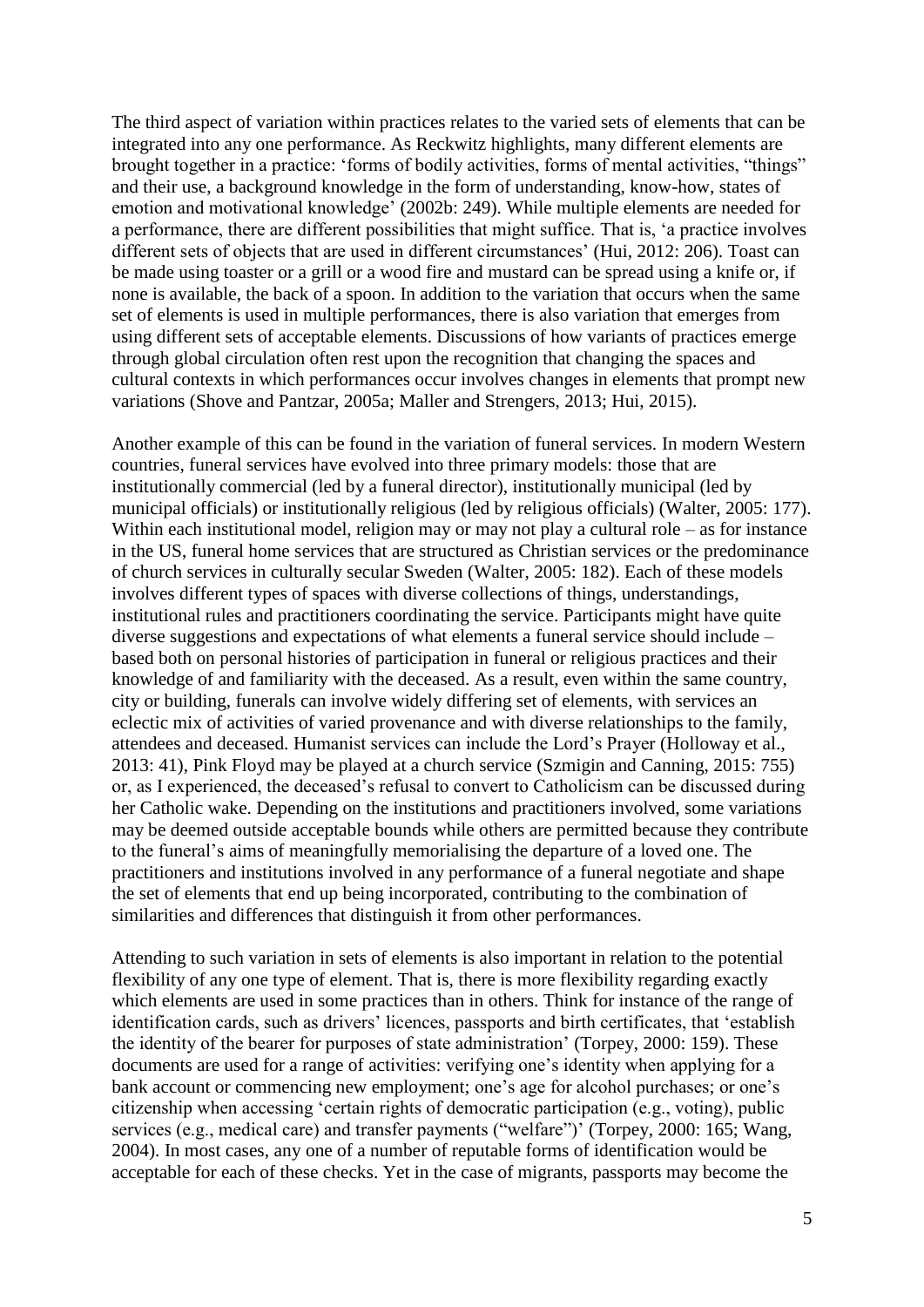The third aspect of variation within practices relates to the varied sets of elements that can be integrated into any one performance. As Reckwitz highlights, many different elements are brought together in a practice: 'forms of bodily activities, forms of mental activities, "things" and their use, a background knowledge in the form of understanding, know-how, states of emotion and motivational knowledge' (2002b: 249). While multiple elements are needed for a performance, there are different possibilities that might suffice. That is, 'a practice involves different sets of objects that are used in different circumstances' (Hui, 2012: 206). Toast can be made using toaster or a grill or a wood fire and mustard can be spread using a knife or, if none is available, the back of a spoon. In addition to the variation that occurs when the same set of elements is used in multiple performances, there is also variation that emerges from using different sets of acceptable elements. Discussions of how variants of practices emerge through global circulation often rest upon the recognition that changing the spaces and cultural contexts in which performances occur involves changes in elements that prompt new variations (Shove and Pantzar, 2005a; Maller and Strengers, 2013; Hui, 2015).

Another example of this can be found in the variation of funeral services. In modern Western countries, funeral services have evolved into three primary models: those that are institutionally commercial (led by a funeral director), institutionally municipal (led by municipal officials) or institutionally religious (led by religious officials) (Walter, 2005: 177). Within each institutional model, religion may or may not play a cultural role – as for instance in the US, funeral home services that are structured as Christian services or the predominance of church services in culturally secular Sweden (Walter, 2005: 182). Each of these models involves different types of spaces with diverse collections of things, understandings, institutional rules and practitioners coordinating the service. Participants might have quite diverse suggestions and expectations of what elements a funeral service should include – based both on personal histories of participation in funeral or religious practices and their knowledge of and familiarity with the deceased. As a result, even within the same country, city or building, funerals can involve widely differing set of elements, with services an eclectic mix of activities of varied provenance and with diverse relationships to the family, attendees and deceased. Humanist services can include the Lord's Prayer (Holloway et al., 2013: 41), Pink Floyd may be played at a church service (Szmigin and Canning, 2015: 755) or, as I experienced, the deceased's refusal to convert to Catholicism can be discussed during her Catholic wake. Depending on the institutions and practitioners involved, some variations may be deemed outside acceptable bounds while others are permitted because they contribute to the funeral's aims of meaningfully memorialising the departure of a loved one. The practitioners and institutions involved in any performance of a funeral negotiate and shape the set of elements that end up being incorporated, contributing to the combination of similarities and differences that distinguish it from other performances.

Attending to such variation in sets of elements is also important in relation to the potential flexibility of any one type of element. That is, there is more flexibility regarding exactly which elements are used in some practices than in others. Think for instance of the range of identification cards, such as drivers' licences, passports and birth certificates, that 'establish the identity of the bearer for purposes of state administration' (Torpey, 2000: 159). These documents are used for a range of activities: verifying one's identity when applying for a bank account or commencing new employment; one's age for alcohol purchases; or one's citizenship when accessing 'certain rights of democratic participation (e.g., voting), public services (e.g., medical care) and transfer payments ("welfare")' (Torpey, 2000: 165; Wang, 2004). In most cases, any one of a number of reputable forms of identification would be acceptable for each of these checks. Yet in the case of migrants, passports may become the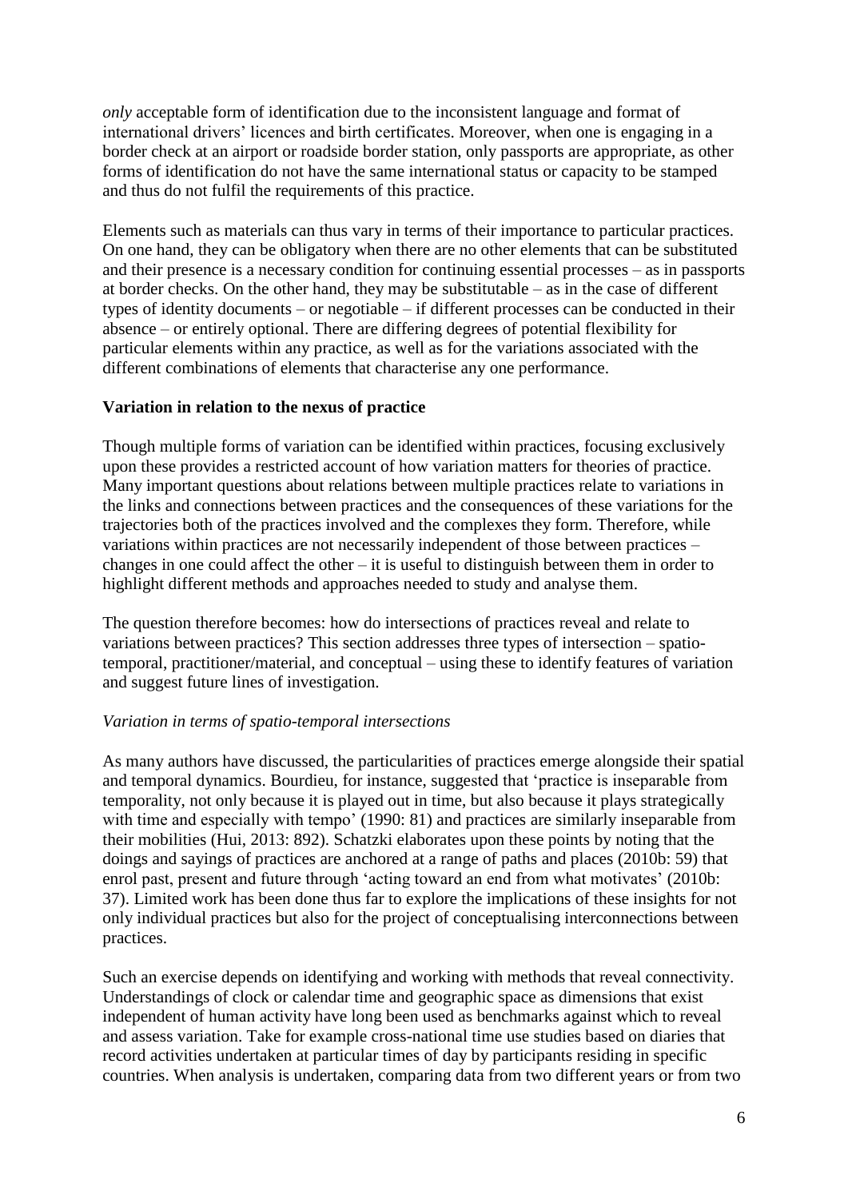*only* acceptable form of identification due to the inconsistent language and format of international drivers' licences and birth certificates. Moreover, when one is engaging in a border check at an airport or roadside border station, only passports are appropriate, as other forms of identification do not have the same international status or capacity to be stamped and thus do not fulfil the requirements of this practice.

Elements such as materials can thus vary in terms of their importance to particular practices. On one hand, they can be obligatory when there are no other elements that can be substituted and their presence is a necessary condition for continuing essential processes – as in passports at border checks. On the other hand, they may be substitutable – as in the case of different types of identity documents – or negotiable – if different processes can be conducted in their absence – or entirely optional. There are differing degrees of potential flexibility for particular elements within any practice, as well as for the variations associated with the different combinations of elements that characterise any one performance.

## Variation in relation to the nexus of practice

Though multiple forms of variation can be identified within practices, focusing exclusively upon these provides a restricted account of how variation matters for theories of practice. Many important questions about relations between multiple practices relate to variations in the links and connections between practices and the consequences of these variations for the trajectories both of the practices involved and the complexes they form. Therefore, while variations within practices are not necessarily independent of those between practices – changes in one could affect the other – it is useful to distinguish between them in order to highlight different methods and approaches needed to study and analyse them.

The question therefore becomes: how do intersections of practices reveal and relate to variations between practices? This section addresses three types of intersection – spatio-temporal, practitioner/material, and conceptual – using these to identify features of variation and suggest future lines of investigation.

### *Variation in terms of spatio-temporal intersections*

As many authors have discussed, the particularities of practices emerge alongside their spatial and temporal dynamics. Bourdieu, for instance, suggested that 'practice is inseparable from temporality, not only because it is played out in time, but also because it plays strategically with time and especially with tempo' (1990: 81) and practices are similarly inseparable from their mobilities (Hui, 2013: 892). Schatzki elaborates upon these points by noting that the doings and sayings of practices are anchored at a range of paths and places (2010b: 59) that enrol past, present and future through 'acting toward an end from what motivates' (2010b: 37). Limited work has been done thus far to explore the implications of these insights for not only individual practices but also for the project of conceptualising interconnections between practices.

Such an exercise depends on identifying and working with methods that reveal connectivity. Understandings of clock or calendar time and geographic space as dimensions that exist independent of human activity have long been used as benchmarks against which to reveal and assess variation. Take for example cross-national time use studies based on diaries that record activities undertaken at particular times of day by participants residing in specific countries. When analysis is undertaken, comparing data from two different years or from two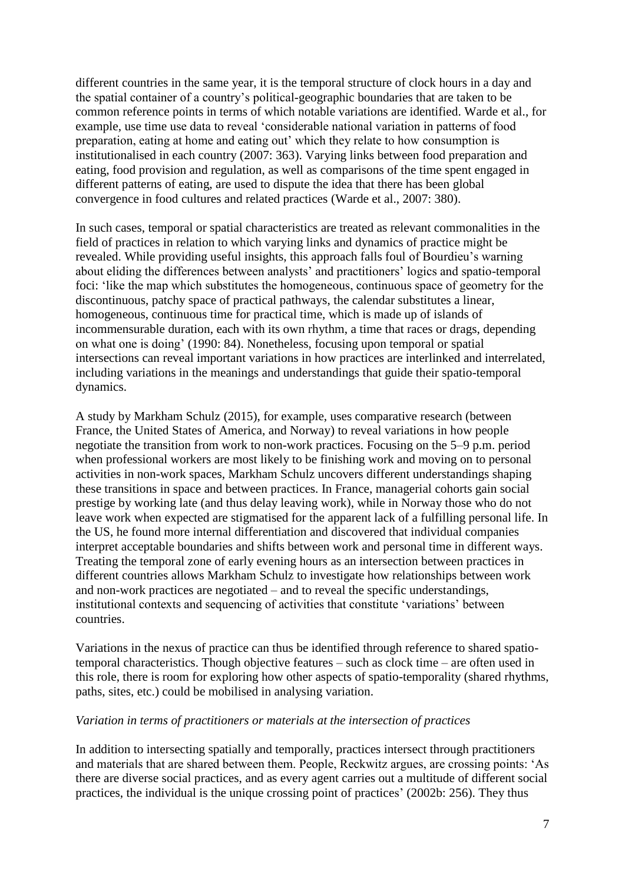different countries in the same year, it is the temporal structure of clock hours in a day and the spatial container of a country's political-geographic boundaries that are taken to be common reference points in terms of which notable variations are identified. Warde et al., for example, use time use data to reveal 'considerable national variation in patterns of food preparation, eating at home and eating out' which they relate to how consumption is institutionalised in each country (2007: 363). Varying links between food preparation and eating, food provision and regulation, as well as comparisons of the time spent engaged in different patterns of eating, are used to dispute the idea that there has been global convergence in food cultures and related practices (Warde et al., 2007: 380).

In such cases, temporal or spatial characteristics are treated as relevant commonalities in the field of practices in relation to which varying links and dynamics of practice might be revealed. While providing useful insights, this approach falls foul of Bourdieu's warning about eliding the differences between analysts' and practitioners' logics and spatio-temporal foci: 'like the map which substitutes the homogeneous, continuous space of geometry for the discontinuous, patchy space of practical pathways, the calendar substitutes a linear, homogeneous, continuous time for practical time, which is made up of islands of incommensurable duration, each with its own rhythm, a time that races or drags, depending on what one is doing' (1990: 84). Nonetheless, focusing upon temporal or spatial intersections can reveal important variations in how practices are interlinked and interrelated, including variations in the meanings and understandings that guide their spatio-temporal dynamics.

A study by Markham Schulz (2015), for example, uses comparative research (between France, the United States of America, and Norway) to reveal variations in how people negotiate the transition from work to non-work practices. Focusing on the 5–9 p.m. period when professional workers are most likely to be finishing work and moving on to personal activities in non-work spaces, Markham Schulz uncovers different understandings shaping these transitions in space and between practices. In France, managerial cohorts gain social prestige by working late (and thus delay leaving work), while in Norway those who do not leave work when expected are stigmatised for the apparent lack of a fulfilling personal life. In the US, he found more internal differentiation and discovered that individual companies interpret acceptable boundaries and shifts between work and personal time in different ways. Treating the temporal zone of early evening hours as an intersection between practices in different countries allows Markham Schulz to investigate how relationships between work and non-work practices are negotiated – and to reveal the specific understandings, institutional contexts and sequencing of activities that constitute 'variations' between countries.

Variations in the nexus of practice can thus be identified through reference to shared spatio-temporal characteristics. Though objective features – such as clock time – are often used in this role, there is room for exploring how other aspects of spatio-temporality (shared rhythms, paths, sites, etc.) could be mobilised in analysing variation.

*Variation in terms of practitioners or materials at the intersection of practices*

In addition to intersecting spatially and temporally, practices intersect through practitioners and materials that are shared between them. People, Reckwitz argues, are crossing points: 'As there are diverse social practices, and as every agent carries out a multitude of different social practices, the individual is the unique crossing point of practices' (2002b: 256). They thus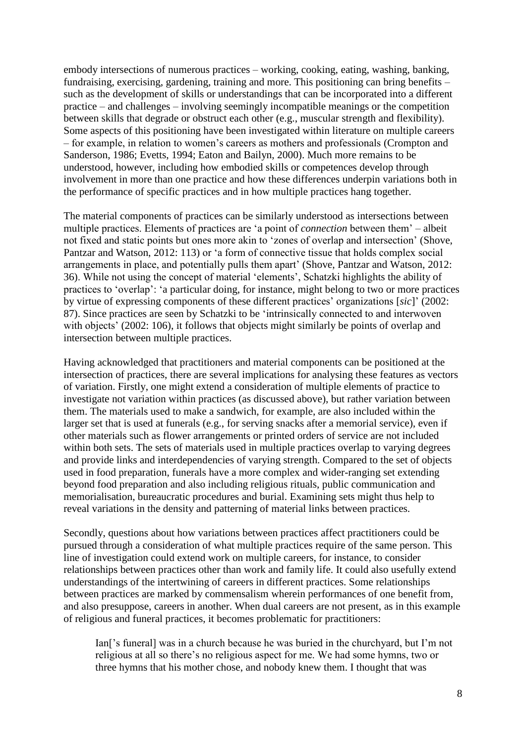embody intersections of numerous practices – working, cooking, eating, washing, banking, fundraising, exercising, gardening, training and more. This positioning can bring benefits – such as the development of skills or understandings that can be incorporated into a different practice – and challenges – involving seemingly incompatible meanings or the competition between skills that degrade or obstruct each other (e.g., muscular strength and flexibility). Some aspects of this positioning have been investigated within literature on multiple careers – for example, in relation to women's careers as mothers and professionals (Crompton and Sanderson, 1986; Evetts, 1994; Eaton and Bailyn, 2000). Much more remains to be understood, however, including how embodied skills or competences develop through involvement in more than one practice and how these differences underpin variations both in the performance of specific practices and in how multiple practices hang together.

The material components of practices can be similarly understood as intersections between multiple practices. Elements of practices are 'a point of *connection* between them' – albeit not fixed and static points but ones more akin to 'zones of overlap and intersection' (Shove, Pantzar and Watson, 2012: 113) or 'a form of connective tissue that holds complex social arrangements in place, and potentially pulls them apart' (Shove, Pantzar and Watson, 2012: 36). While not using the concept of material 'elements', Schatzki highlights the ability of practices to 'overlap': 'a particular doing, for instance, might belong to two or more practices by virtue of expressing components of these different practices' organizations [*sic*]' (2002: 87). Since practices are seen by Schatzki to be 'intrinsically connected to and interwoven with objects' (2002: 106), it follows that objects might similarly be points of overlap and intersection between multiple practices.

Having acknowledged that practitioners and material components can be positioned at the intersection of practices, there are several implications for analysing these features as vectors of variation. Firstly, one might extend a consideration of multiple elements of practice to investigate not variation within practices (as discussed above), but rather variation between them. The materials used to make a sandwich, for example, are also included within the larger set that is used at funerals (e.g., for serving snacks after a memorial service), even if other materials such as flower arrangements or printed orders of service are not included within both sets. The sets of materials used in multiple practices overlap to varying degrees and provide links and interdependencies of varying strength. Compared to the set of objects used in food preparation, funerals have a more complex and wider-ranging set extending beyond food preparation and also including religious rituals, public communication and memorialisation, bureaucratic procedures and burial. Examining sets might thus help to reveal variations in the density and patterning of material links between practices.

Secondly, questions about how variations between practices affect practitioners could be pursued through a consideration of what multiple practices require of the same person. This line of investigation could extend work on multiple careers, for instance, to consider relationships between practices other than work and family life. It could also usefully extend understandings of the intertwining of careers in different practices. Some relationships between practices are marked by commensalism wherein performances of one benefit from, and also presuppose, careers in another. When dual careers are not present, as in this example of religious and funeral practices, it becomes problematic for practitioners:

> Ian['s funeral] was in a church because he was buried in the churchyard, but I'm not religious at all so there's no religious aspect for me. We had some hymns, two or three hymns that his mother chose, and nobody knew them. I thought that was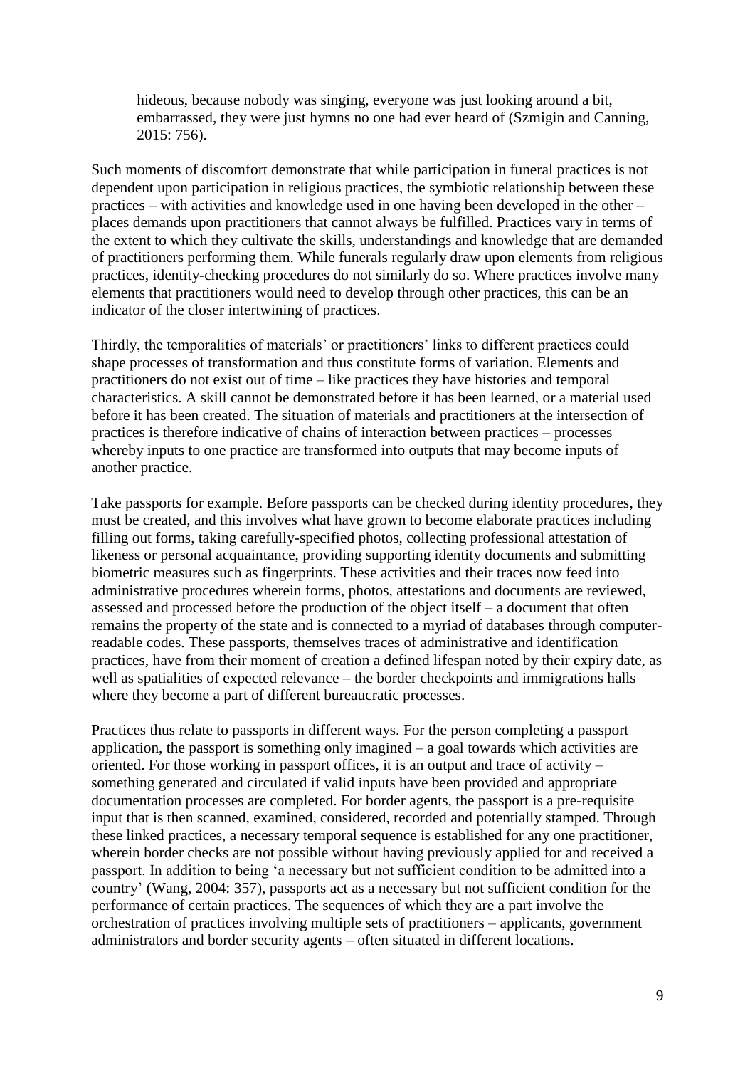> hideous, because nobody was singing, everyone was just looking around a bit, embarrassed, they were just hymns no one had ever heard of (Szmigin and Canning, 2015: 756).

Such moments of discomfort demonstrate that while participation in funeral practices is not dependent upon participation in religious practices, the symbiotic relationship between these practices – with activities and knowledge used in one having been developed in the other – places demands upon practitioners that cannot always be fulfilled. Practices vary in terms of the extent to which they cultivate the skills, understandings and knowledge that are demanded of practitioners performing them. While funerals regularly draw upon elements from religious practices, identity-checking procedures do not similarly do so. Where practices involve many elements that practitioners would need to develop through other practices, this can be an indicator of the closer intertwining of practices.

Thirdly, the temporalities of materials' or practitioners' links to different practices could shape processes of transformation and thus constitute forms of variation. Elements and practitioners do not exist out of time – like practices they have histories and temporal characteristics. A skill cannot be demonstrated before it has been learned, or a material used before it has been created. The situation of materials and practitioners at the intersection of practices is therefore indicative of chains of interaction between practices – processes whereby inputs to one practice are transformed into outputs that may become inputs of another practice.

Take passports for example. Before passports can be checked during identity procedures, they must be created, and this involves what have grown to become elaborate practices including filling out forms, taking carefully-specified photos, collecting professional attestation of likeness or personal acquaintance, providing supporting identity documents and submitting biometric measures such as fingerprints. These activities and their traces now feed into administrative procedures wherein forms, photos, attestations and documents are reviewed, assessed and processed before the production of the object itself – a document that often remains the property of the state and is connected to a myriad of databases through computer-readable codes. These passports, themselves traces of administrative and identification practices, have from their moment of creation a defined lifespan noted by their expiry date, as well as spatialities of expected relevance – the border checkpoints and immigrations halls where they become a part of different bureaucratic processes.

Practices thus relate to passports in different ways. For the person completing a passport application, the passport is something only imagined – a goal towards which activities are oriented. For those working in passport offices, it is an output and trace of activity – something generated and circulated if valid inputs have been provided and appropriate documentation processes are completed. For border agents, the passport is a pre-requisite input that is then scanned, examined, considered, recorded and potentially stamped. Through these linked practices, a necessary temporal sequence is established for any one practitioner, wherein border checks are not possible without having previously applied for and received a passport. In addition to being 'a necessary but not sufficient condition to be admitted into a country' (Wang, 2004: 357), passports act as a necessary but not sufficient condition for the performance of certain practices. The sequences of which they are a part involve the orchestration of practices involving multiple sets of practitioners – applicants, government administrators and border security agents – often situated in different locations.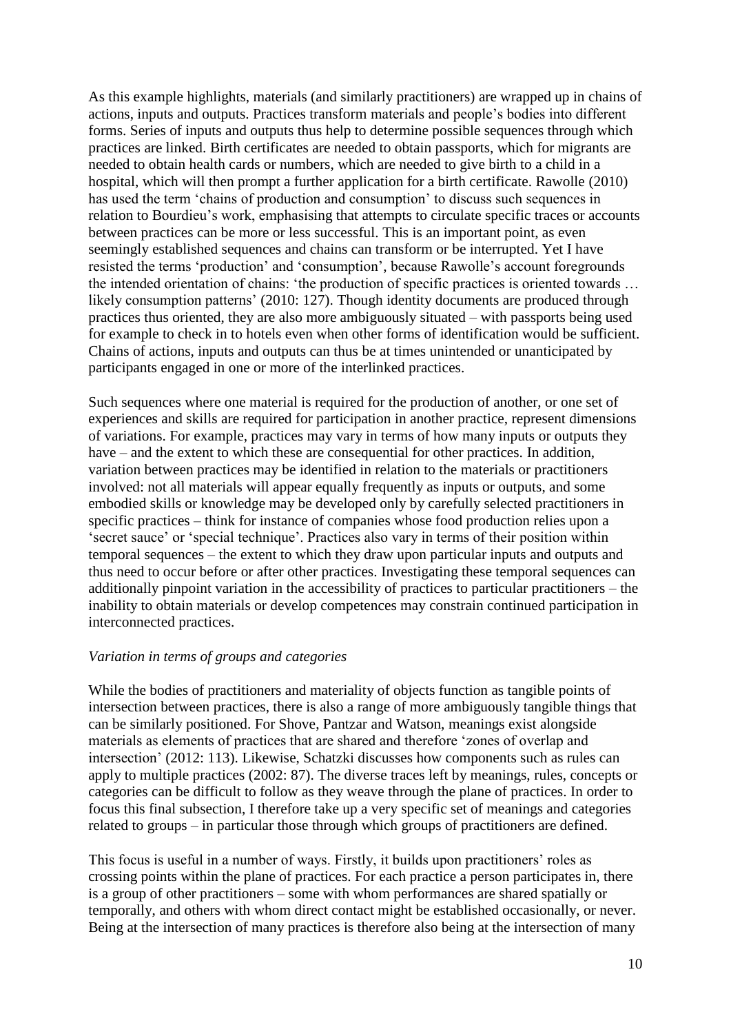As this example highlights, materials (and similarly practitioners) are wrapped up in chains of actions, inputs and outputs. Practices transform materials and people's bodies into different forms. Series of inputs and outputs thus help to determine possible sequences through which practices are linked. Birth certificates are needed to obtain passports, which for migrants are needed to obtain health cards or numbers, which are needed to give birth to a child in a hospital, which will then prompt a further application for a birth certificate. Rawolle (2010) has used the term 'chains of production and consumption' to discuss such sequences in relation to Bourdieu's work, emphasising that attempts to circulate specific traces or accounts between practices can be more or less successful. This is an important point, as even seemingly established sequences and chains can transform or be interrupted. Yet I have resisted the terms 'production' and 'consumption', because Rawolle's account foregrounds the intended orientation of chains: 'the production of specific practices is oriented towards … likely consumption patterns' (2010: 127). Though identity documents are produced through practices thus oriented, they are also more ambiguously situated – with passports being used for example to check in to hotels even when other forms of identification would be sufficient. Chains of actions, inputs and outputs can thus be at times unintended or unanticipated by participants engaged in one or more of the interlinked practices.

Such sequences where one material is required for the production of another, or one set of experiences and skills are required for participation in another practice, represent dimensions of variations. For example, practices may vary in terms of how many inputs or outputs they have – and the extent to which these are consequential for other practices. In addition, variation between practices may be identified in relation to the materials or practitioners involved: not all materials will appear equally frequently as inputs or outputs, and some embodied skills or knowledge may be developed only by carefully selected practitioners in specific practices – think for instance of companies whose food production relies upon a 'secret sauce' or 'special technique'. Practices also vary in terms of their position within temporal sequences – the extent to which they draw upon particular inputs and outputs and thus need to occur before or after other practices. Investigating these temporal sequences can additionally pinpoint variation in the accessibility of practices to particular practitioners – the inability to obtain materials or develop competences may constrain continued participation in interconnected practices.

*Variation in terms of groups and categories*

While the bodies of practitioners and materiality of objects function as tangible points of intersection between practices, there is also a range of more ambiguously tangible things that can be similarly positioned. For Shove, Pantzar and Watson, meanings exist alongside materials as elements of practices that are shared and therefore 'zones of overlap and intersection' (2012: 113). Likewise, Schatzki discusses how components such as rules can apply to multiple practices (2002: 87). The diverse traces left by meanings, rules, concepts or categories can be difficult to follow as they weave through the plane of practices. In order to focus this final subsection, I therefore take up a very specific set of meanings and categories related to groups – in particular those through which groups of practitioners are defined.

This focus is useful in a number of ways. Firstly, it builds upon practitioners' roles as crossing points within the plane of practices. For each practice a person participates in, there is a group of other practitioners – some with whom performances are shared spatially or temporally, and others with whom direct contact might be established occasionally, or never. Being at the intersection of many practices is therefore also being at the intersection of many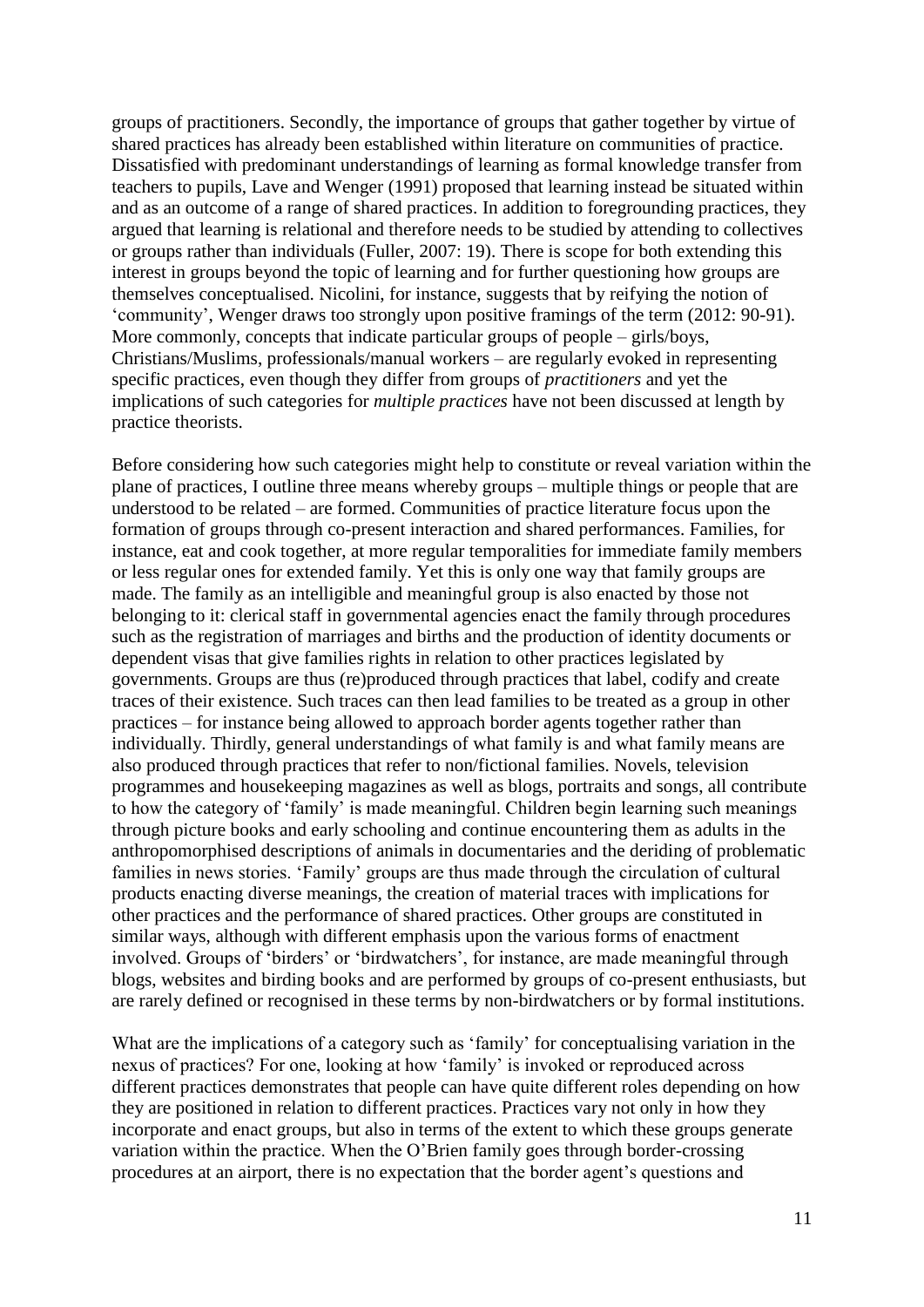groups of practitioners. Secondly, the importance of groups that gather together by virtue of shared practices has already been established within literature on communities of practice. Dissatisfied with predominant understandings of learning as formal knowledge transfer from teachers to pupils, Lave and Wenger (1991) proposed that learning instead be situated within and as an outcome of a range of shared practices. In addition to foregrounding practices, they argued that learning is relational and therefore needs to be studied by attending to collectives or groups rather than individuals (Fuller, 2007: 19). There is scope for both extending this interest in groups beyond the topic of learning and for further questioning how groups are themselves conceptualised. Nicolini, for instance, suggests that by reifying the notion of 'community', Wenger draws too strongly upon positive framings of the term (2012: 90-91). More commonly, concepts that indicate particular groups of people – girls/boys, Christians/Muslims, professionals/manual workers – are regularly evoked in representing specific practices, even though they differ from groups of *practitioners* and yet the implications of such categories for *multiple practices* have not been discussed at length by practice theorists.

Before considering how such categories might help to constitute or reveal variation within the plane of practices, I outline three means whereby groups – multiple things or people that are understood to be related – are formed. Communities of practice literature focus upon the formation of groups through co-present interaction and shared performances. Families, for instance, eat and cook together, at more regular temporalities for immediate family members or less regular ones for extended family. Yet this is only one way that family groups are made. The family as an intelligible and meaningful group is also enacted by those not belonging to it: clerical staff in governmental agencies enact the family through procedures such as the registration of marriages and births and the production of identity documents or dependent visas that give families rights in relation to other practices legislated by governments. Groups are thus (re)produced through practices that label, codify and create traces of their existence. Such traces can then lead families to be treated as a group in other practices – for instance being allowed to approach border agents together rather than individually. Thirdly, general understandings of what family is and what family means are also produced through practices that refer to non/fictional families. Novels, television programmes and housekeeping magazines as well as blogs, portraits and songs, all contribute to how the category of 'family' is made meaningful. Children begin learning such meanings through picture books and early schooling and continue encountering them as adults in the anthropomorphised descriptions of animals in documentaries and the deriding of problematic families in news stories. 'Family' groups are thus made through the circulation of cultural products enacting diverse meanings, the creation of material traces with implications for other practices and the performance of shared practices. Other groups are constituted in similar ways, although with different emphasis upon the various forms of enactment involved. Groups of 'birders' or 'birdwatchers', for instance, are made meaningful through blogs, websites and birding books and are performed by groups of co-present enthusiasts, but are rarely defined or recognised in these terms by non-birdwatchers or by formal institutions.

What are the implications of a category such as 'family' for conceptualising variation in the nexus of practices? For one, looking at how 'family' is invoked or reproduced across different practices demonstrates that people can have quite different roles depending on how they are positioned in relation to different practices. Practices vary not only in how they incorporate and enact groups, but also in terms of the extent to which these groups generate variation within the practice. When the O'Brien family goes through border-crossing procedures at an airport, there is no expectation that the border agent's questions and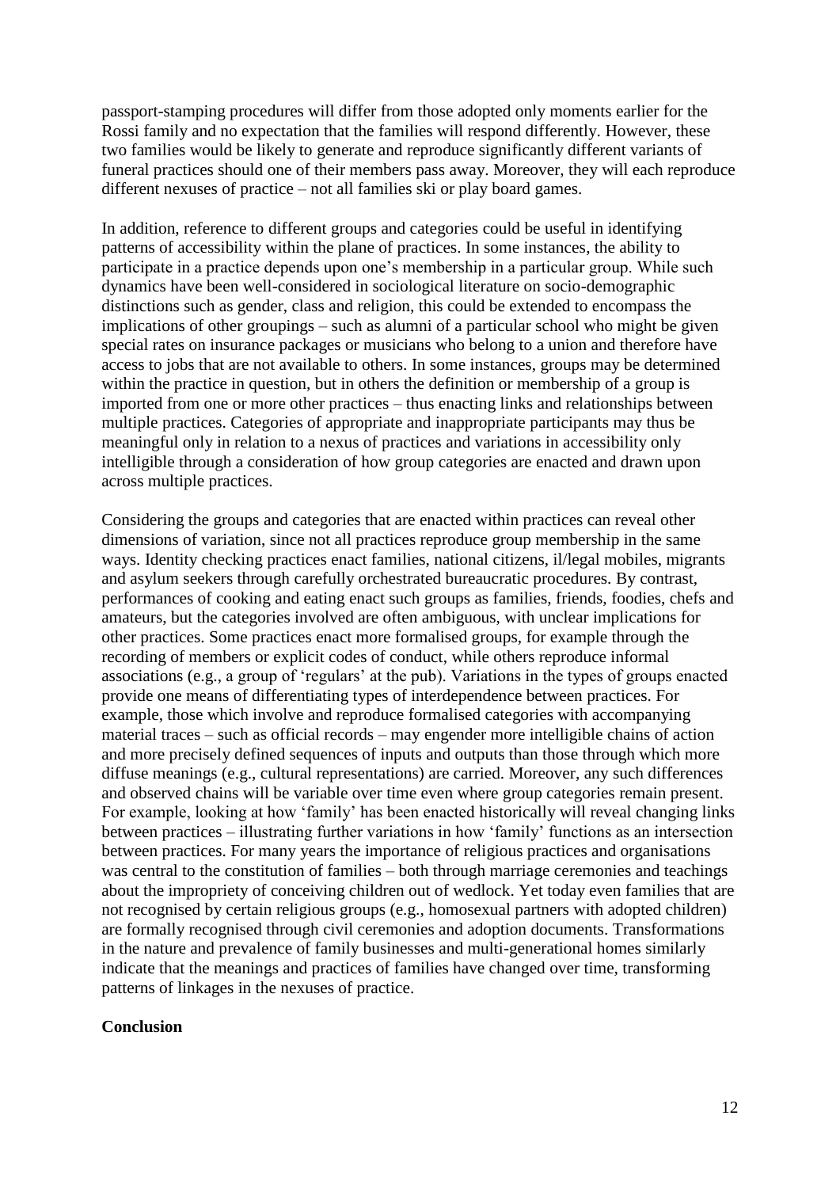passport-stamping procedures will differ from those adopted only moments earlier for the Rossi family and no expectation that the families will respond differently. However, these two families would be likely to generate and reproduce significantly different variants of funeral practices should one of their members pass away. Moreover, they will each reproduce different nexuses of practice – not all families ski or play board games.

In addition, reference to different groups and categories could be useful in identifying patterns of accessibility within the plane of practices. In some instances, the ability to participate in a practice depends upon one's membership in a particular group. While such dynamics have been well-considered in sociological literature on socio-demographic distinctions such as gender, class and religion, this could be extended to encompass the implications of other groupings – such as alumni of a particular school who might be given special rates on insurance packages or musicians who belong to a union and therefore have access to jobs that are not available to others. In some instances, groups may be determined within the practice in question, but in others the definition or membership of a group is imported from one or more other practices – thus enacting links and relationships between multiple practices. Categories of appropriate and inappropriate participants may thus be meaningful only in relation to a nexus of practices and variations in accessibility only intelligible through a consideration of how group categories are enacted and drawn upon across multiple practices.

Considering the groups and categories that are enacted within practices can reveal other dimensions of variation, since not all practices reproduce group membership in the same ways. Identity checking practices enact families, national citizens, il/legal mobiles, migrants and asylum seekers through carefully orchestrated bureaucratic procedures. By contrast, performances of cooking and eating enact such groups as families, friends, foodies, chefs and amateurs, but the categories involved are often ambiguous, with unclear implications for other practices. Some practices enact more formalised groups, for example through the recording of members or explicit codes of conduct, while others reproduce informal associations (e.g., a group of 'regulars' at the pub). Variations in the types of groups enacted provide one means of differentiating types of interdependence between practices. For example, those which involve and reproduce formalised categories with accompanying material traces – such as official records – may engender more intelligible chains of action and more precisely defined sequences of inputs and outputs than those through which more diffuse meanings (e.g., cultural representations) are carried. Moreover, any such differences and observed chains will be variable over time even where group categories remain present. For example, looking at how 'family' has been enacted historically will reveal changing links between practices – illustrating further variations in how 'family' functions as an intersection between practices. For many years the importance of religious practices and organisations was central to the constitution of families – both through marriage ceremonies and teachings about the impropriety of conceiving children out of wedlock. Yet today even families that are not recognised by certain religious groups (e.g., homosexual partners with adopted children) are formally recognised through civil ceremonies and adoption documents. Transformations in the nature and prevalence of family businesses and multi-generational homes similarly indicate that the meanings and practices of families have changed over time, transforming patterns of linkages in the nexuses of practice.

## Conclusion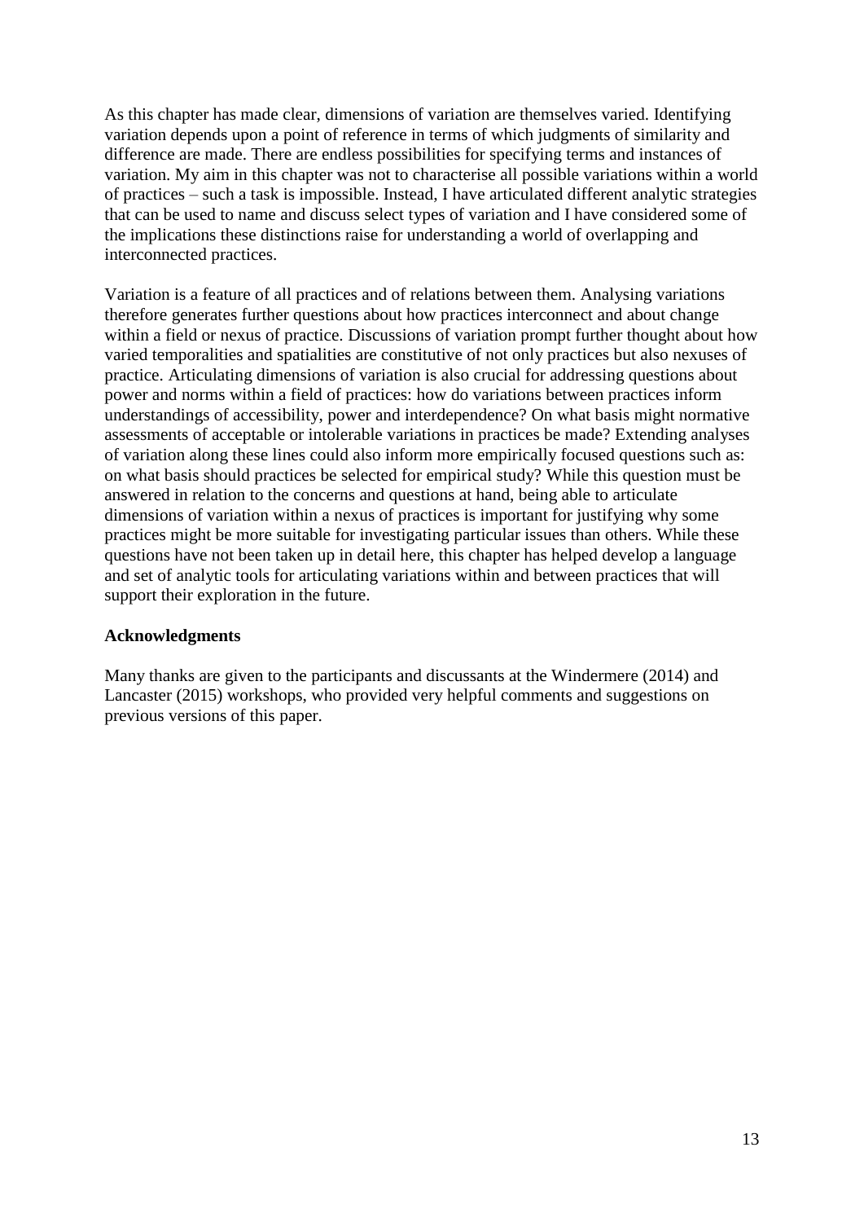As this chapter has made clear, dimensions of variation are themselves varied. Identifying variation depends upon a point of reference in terms of which judgments of similarity and difference are made. There are endless possibilities for specifying terms and instances of variation. My aim in this chapter was not to characterise all possible variations within a world of practices – such a task is impossible. Instead, I have articulated different analytic strategies that can be used to name and discuss select types of variation and I have considered some of the implications these distinctions raise for understanding a world of overlapping and interconnected practices.

Variation is a feature of all practices and of relations between them. Analysing variations therefore generates further questions about how practices interconnect and about change within a field or nexus of practice. Discussions of variation prompt further thought about how varied temporalities and spatialities are constitutive of not only practices but also nexuses of practice. Articulating dimensions of variation is also crucial for addressing questions about power and norms within a field of practices: how do variations between practices inform understandings of accessibility, power and interdependence? On what basis might normative assessments of acceptable or intolerable variations in practices be made? Extending analyses of variation along these lines could also inform more empirically focused questions such as: on what basis should practices be selected for empirical study? While this question must be answered in relation to the concerns and questions at hand, being able to articulate dimensions of variation within a nexus of practices is important for justifying why some practices might be more suitable for investigating particular issues than others. While these questions have not been taken up in detail here, this chapter has helped develop a language and set of analytic tools for articulating variations within and between practices that will support their exploration in the future.

## Acknowledgments

Many thanks are given to the participants and discussants at the Windermere (2014) and Lancaster (2015) workshops, who provided very helpful comments and suggestions on previous versions of this paper.